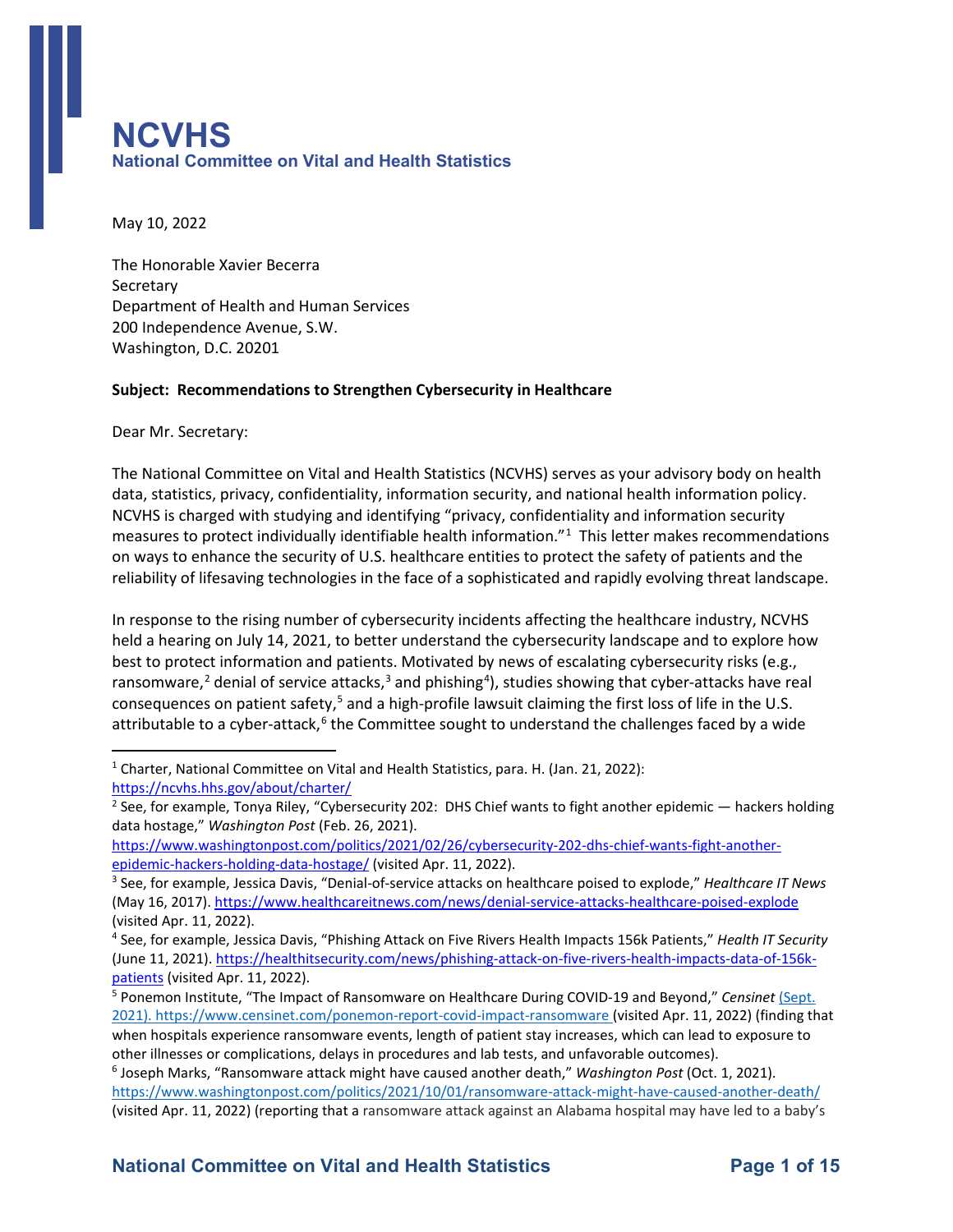# NCVHS

**National Committee on Vital and Health Statistics**

May 10, 2022

The Honorable Xavier Becerra
Secretary
Department of Health and Human Services
200 Independence Avenue, S.W.
Washington, D.C. 20201

**Subject: Recommendations to Strengthen Cybersecurity in Healthcare**

Dear Mr. Secretary:

The National Committee on Vital and Health Statistics (NCVHS) serves as your advisory body on health data, statistics, privacy, confidentiality, information security, and national health information policy. NCVHS is charged with studying and identifying "privacy, confidentiality and information security measures to protect individually identifiable health information."[1] This letter makes recommendations on ways to enhance the security of U.S. healthcare entities to protect the safety of patients and the reliability of lifesaving technologies in the face of a sophisticated and rapidly evolving threat landscape.

In response to the rising number of cybersecurity incidents affecting the healthcare industry, NCVHS held a hearing on July 14, 2021, to better understand the cybersecurity landscape and to explore how best to protect information and patients. Motivated by news of escalating cybersecurity risks (e.g., ransomware,[2] denial of service attacks,[3] and phishing[4]), studies showing that cyber-attacks have real consequences on patient safety,[5] and a high-profile lawsuit claiming the first loss of life in the U.S. attributable to a cyber-attack,[6] the Committee sought to understand the challenges faced by a wide

---

[1] Charter, National Committee on Vital and Health Statistics, para. H. (Jan. 21, 2022): https://ncvhs.hhs.gov/about/charter/

[2] See, for example, Tonya Riley, "Cybersecurity 202: DHS Chief wants to fight another epidemic — hackers holding data hostage," *Washington Post* (Feb. 26, 2021). https://www.washingtonpost.com/politics/2021/02/26/cybersecurity-202-dhs-chief-wants-fight-another-epidemic-hackers-holding-data-hostage/ (visited Apr. 11, 2022).

[3] See, for example, Jessica Davis, "Denial-of-service attacks on healthcare poised to explode," *Healthcare IT News* (May 16, 2017). https://www.healthcareitnews.com/news/denial-service-attacks-healthcare-poised-explode (visited Apr. 11, 2022).

[4] See, for example, Jessica Davis, "Phishing Attack on Five Rivers Health Impacts 156k Patients," *Health IT Security* (June 11, 2021). https://healthitsecurity.com/news/phishing-attack-on-five-rivers-health-impacts-data-of-156k-patients (visited Apr. 11, 2022).

[5] Ponemon Institute, "The Impact of Ransomware on Healthcare During COVID-19 and Beyond," *Censinet* (Sept. 2021). https://www.censinet.com/ponemon-report-covid-impact-ransomware (visited Apr. 11, 2022) (finding that when hospitals experience ransomware events, length of patient stay increases, which can lead to exposure to other illnesses or complications, delays in procedures and lab tests, and unfavorable outcomes).

[6] Joseph Marks, "Ransomware attack might have caused another death," *Washington Post* (Oct. 1, 2021). https://www.washingtonpost.com/politics/2021/10/01/ransomware-attack-might-have-caused-another-death/ (visited Apr. 11, 2022) (reporting that a ransomware attack against an Alabama hospital may have led to a baby's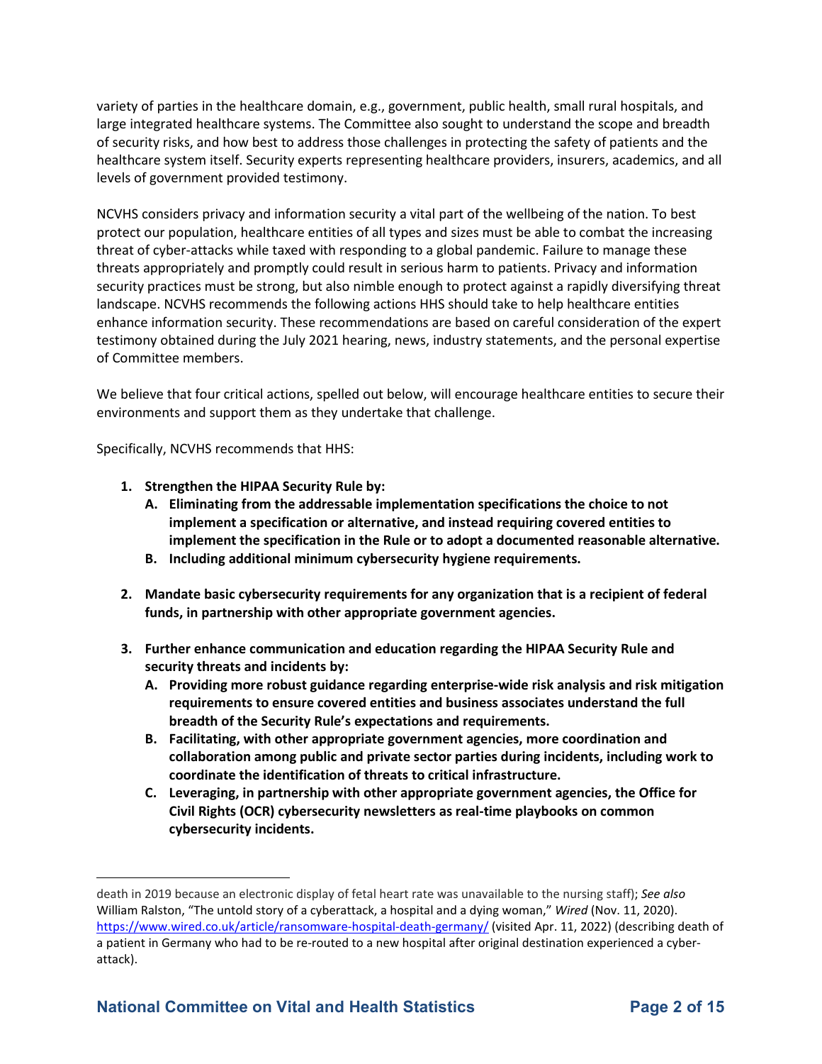variety of parties in the healthcare domain, e.g., government, public health, small rural hospitals, and large integrated healthcare systems. The Committee also sought to understand the scope and breadth of security risks, and how best to address those challenges in protecting the safety of patients and the healthcare system itself. Security experts representing healthcare providers, insurers, academics, and all levels of government provided testimony.

NCVHS considers privacy and information security a vital part of the wellbeing of the nation. To best protect our population, healthcare entities of all types and sizes must be able to combat the increasing threat of cyber-attacks while taxed with responding to a global pandemic. Failure to manage these threats appropriately and promptly could result in serious harm to patients. Privacy and information security practices must be strong, but also nimble enough to protect against a rapidly diversifying threat landscape. NCVHS recommends the following actions HHS should take to help healthcare entities enhance information security. These recommendations are based on careful consideration of the expert testimony obtained during the July 2021 hearing, news, industry statements, and the personal expertise of Committee members.

We believe that four critical actions, spelled out below, will encourage healthcare entities to secure their environments and support them as they undertake that challenge.

Specifically, NCVHS recommends that HHS:

1. **Strengthen the HIPAA Security Rule by:**
   - A. **Eliminating from the addressable implementation specifications the choice to not implement a specification or alternative, and instead requiring covered entities to implement the specification in the Rule or to adopt a documented reasonable alternative.**
   - B. **Including additional minimum cybersecurity hygiene requirements.**

2. **Mandate basic cybersecurity requirements for any organization that is a recipient of federal funds, in partnership with other appropriate government agencies.**

3. **Further enhance communication and education regarding the HIPAA Security Rule and security threats and incidents by:**
   - A. **Providing more robust guidance regarding enterprise-wide risk analysis and risk mitigation requirements to ensure covered entities and business associates understand the full breadth of the Security Rule's expectations and requirements.**
   - B. **Facilitating, with other appropriate government agencies, more coordination and collaboration among public and private sector parties during incidents, including work to coordinate the identification of threats to critical infrastructure.**
   - C. **Leveraging, in partnership with other appropriate government agencies, the Office for Civil Rights (OCR) cybersecurity newsletters as real-time playbooks on common cybersecurity incidents.**

---

death in 2019 because an electronic display of fetal heart rate was unavailable to the nursing staff); *See also* William Ralston, "The untold story of a cyberattack, a hospital and a dying woman," *Wired* (Nov. 11, 2020). https://www.wired.co.uk/article/ransomware-hospital-death-germany/ (visited Apr. 11, 2022) (describing death of a patient in Germany who had to be re-routed to a new hospital after original destination experienced a cyber-attack).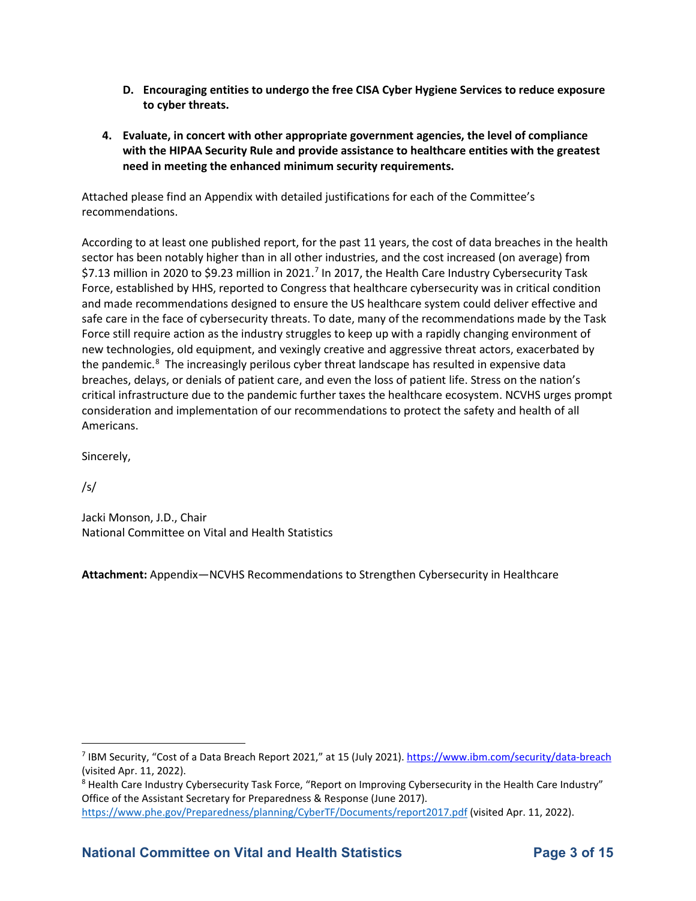D. **Encouraging entities to undergo the free CISA Cyber Hygiene Services to reduce exposure to cyber threats.**

4. **Evaluate, in concert with other appropriate government agencies, the level of compliance with the HIPAA Security Rule and provide assistance to healthcare entities with the greatest need in meeting the enhanced minimum security requirements.**

Attached please find an Appendix with detailed justifications for each of the Committee's recommendations.

According to at least one published report, for the past 11 years, the cost of data breaches in the health sector has been notably higher than in all other industries, and the cost increased (on average) from $7.13 million in 2020 to $9.23 million in 2021.[7] In 2017, the Health Care Industry Cybersecurity Task Force, established by HHS, reported to Congress that healthcare cybersecurity was in critical condition and made recommendations designed to ensure the US healthcare system could deliver effective and safe care in the face of cybersecurity threats. To date, many of the recommendations made by the Task Force still require action as the industry struggles to keep up with a rapidly changing environment of new technologies, old equipment, and vexingly creative and aggressive threat actors, exacerbated by the pandemic.[8] The increasingly perilous cyber threat landscape has resulted in expensive data breaches, delays, or denials of patient care, and even the loss of patient life. Stress on the nation's critical infrastructure due to the pandemic further taxes the healthcare ecosystem. NCVHS urges prompt consideration and implementation of our recommendations to protect the safety and health of all Americans.

Sincerely,

/s/

Jacki Monson, J.D., Chair
National Committee on Vital and Health Statistics

**Attachment:** Appendix—NCVHS Recommendations to Strengthen Cybersecurity in Healthcare

---

[7] IBM Security, "Cost of a Data Breach Report 2021," at 15 (July 2021). https://www.ibm.com/security/data-breach (visited Apr. 11, 2022).

[8] Health Care Industry Cybersecurity Task Force, "Report on Improving Cybersecurity in the Health Care Industry" Office of the Assistant Secretary for Preparedness & Response (June 2017). https://www.phe.gov/Preparedness/planning/CyberTF/Documents/report2017.pdf (visited Apr. 11, 2022).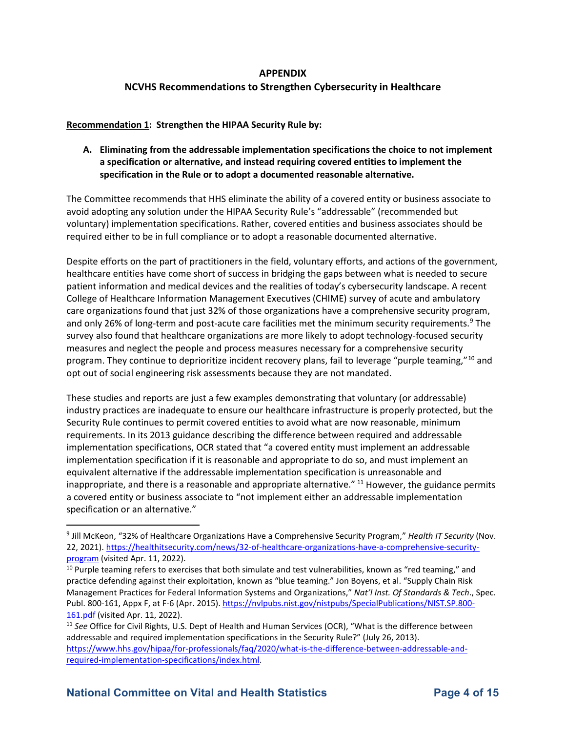# APPENDIX

## NCVHS Recommendations to Strengthen Cybersecurity in Healthcare

**Recommendation 1: Strengthen the HIPAA Security Rule by:**

**A. Eliminating from the addressable implementation specifications the choice to not implement a specification or alternative, and instead requiring covered entities to implement the specification in the Rule or to adopt a documented reasonable alternative.**

The Committee recommends that HHS eliminate the ability of a covered entity or business associate to avoid adopting any solution under the HIPAA Security Rule's "addressable" (recommended but voluntary) implementation specifications. Rather, covered entities and business associates should be required either to be in full compliance or to adopt a reasonable documented alternative.

Despite efforts on the part of practitioners in the field, voluntary efforts, and actions of the government, healthcare entities have come short of success in bridging the gaps between what is needed to secure patient information and medical devices and the realities of today's cybersecurity landscape. A recent College of Healthcare Information Management Executives (CHIME) survey of acute and ambulatory care organizations found that just 32% of those organizations have a comprehensive security program, and only 26% of long-term and post-acute care facilities met the minimum security requirements.[9] The survey also found that healthcare organizations are more likely to adopt technology-focused security measures and neglect the people and process measures necessary for a comprehensive security program. They continue to deprioritize incident recovery plans, fail to leverage "purple teaming,"[10] and opt out of social engineering risk assessments because they are not mandated.

These studies and reports are just a few examples demonstrating that voluntary (or addressable) industry practices are inadequate to ensure our healthcare infrastructure is properly protected, but the Security Rule continues to permit covered entities to avoid what are now reasonable, minimum requirements. In its 2013 guidance describing the difference between required and addressable implementation specifications, OCR stated that "a covered entity must implement an addressable implementation specification if it is reasonable and appropriate to do so, and must implement an equivalent alternative if the addressable implementation specification is unreasonable and inappropriate, and there is a reasonable and appropriate alternative."[11] However, the guidance permits a covered entity or business associate to "not implement either an addressable implementation specification or an alternative."

---

[9] Jill McKeon, "32% of Healthcare Organizations Have a Comprehensive Security Program," *Health IT Security* (Nov. 22, 2021). https://healthitsecurity.com/news/32-of-healthcare-organizations-have-a-comprehensive-security-program (visited Apr. 11, 2022).

[10] Purple teaming refers to exercises that both simulate and test vulnerabilities, known as "red teaming," and practice defending against their exploitation, known as "blue teaming." Jon Boyens, et al. "Supply Chain Risk Management Practices for Federal Information Systems and Organizations," *Nat'l Inst. Of Standards & Tech*., Spec. Publ. 800-161, Appx F, at F-6 (Apr. 2015). https://nvlpubs.nist.gov/nistpubs/SpecialPublications/NIST.SP.800-161.pdf (visited Apr. 11, 2022).

[11] *See* Office for Civil Rights, U.S. Dept of Health and Human Services (OCR), "What is the difference between addressable and required implementation specifications in the Security Rule?" (July 26, 2013). https://www.hhs.gov/hipaa/for-professionals/faq/2020/what-is-the-difference-between-addressable-and-required-implementation-specifications/index.html.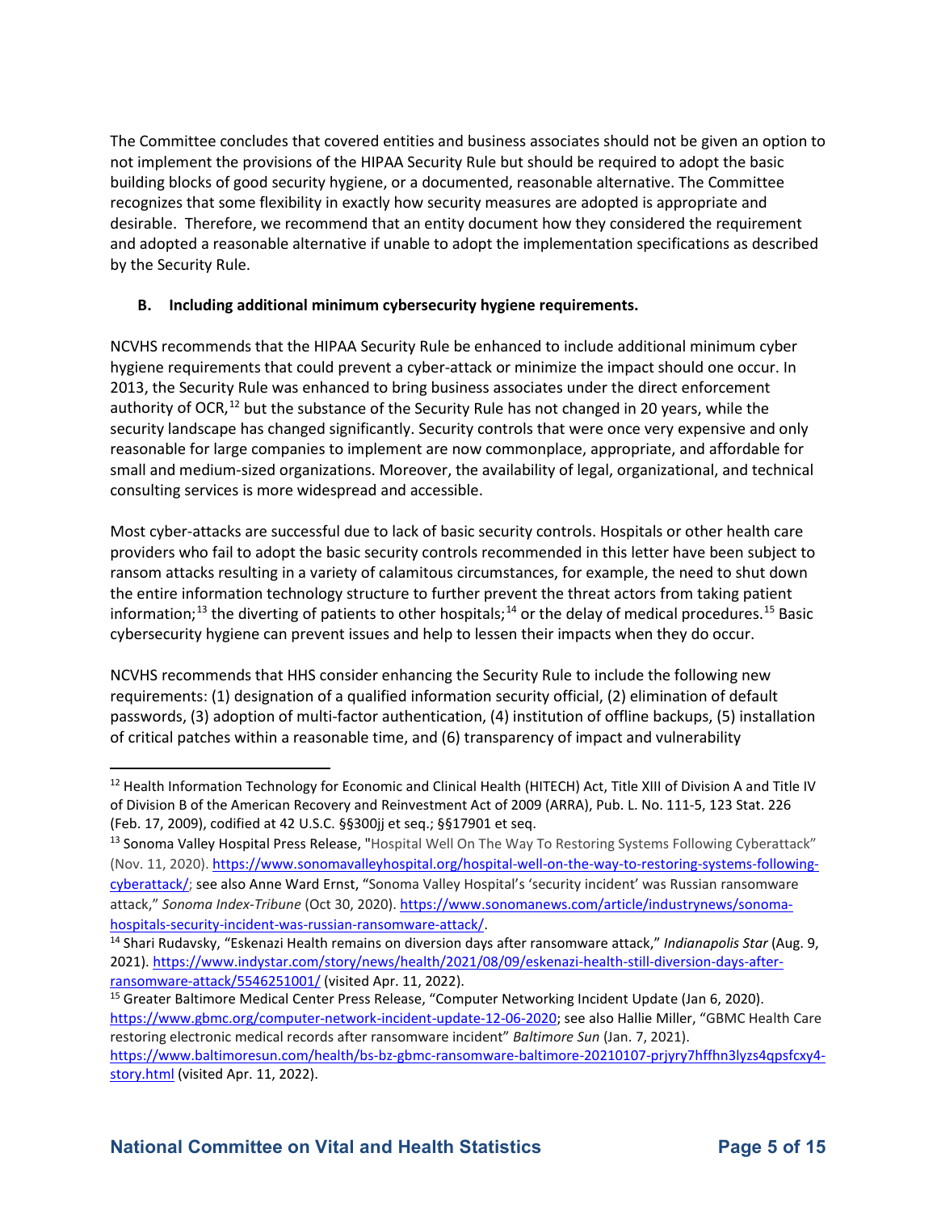The Committee concludes that covered entities and business associates should not be given an option to not implement the provisions of the HIPAA Security Rule but should be required to adopt the basic building blocks of good security hygiene, or a documented, reasonable alternative. The Committee recognizes that some flexibility in exactly how security measures are adopted is appropriate and desirable. Therefore, we recommend that an entity document how they considered the requirement and adopted a reasonable alternative if unable to adopt the implementation specifications as described by the Security Rule.

### B. Including additional minimum cybersecurity hygiene requirements.

NCVHS recommends that the HIPAA Security Rule be enhanced to include additional minimum cyber hygiene requirements that could prevent a cyber-attack or minimize the impact should one occur. In 2013, the Security Rule was enhanced to bring business associates under the direct enforcement authority of OCR,[12] but the substance of the Security Rule has not changed in 20 years, while the security landscape has changed significantly. Security controls that were once very expensive and only reasonable for large companies to implement are now commonplace, appropriate, and affordable for small and medium-sized organizations. Moreover, the availability of legal, organizational, and technical consulting services is more widespread and accessible.

Most cyber-attacks are successful due to lack of basic security controls. Hospitals or other health care providers who fail to adopt the basic security controls recommended in this letter have been subject to ransom attacks resulting in a variety of calamitous circumstances, for example, the need to shut down the entire information technology structure to further prevent the threat actors from taking patient information;[13] the diverting of patients to other hospitals;[14] or the delay of medical procedures.[15] Basic cybersecurity hygiene can prevent issues and help to lessen their impacts when they do occur.

NCVHS recommends that HHS consider enhancing the Security Rule to include the following new requirements: (1) designation of a qualified information security official, (2) elimination of default passwords, (3) adoption of multi-factor authentication, (4) institution of offline backups, (5) installation of critical patches within a reasonable time, and (6) transparency of impact and vulnerability

---

[12] Health Information Technology for Economic and Clinical Health (HITECH) Act, Title XIII of Division A and Title IV of Division B of the American Recovery and Reinvestment Act of 2009 (ARRA), Pub. L. No. 111-5, 123 Stat. 226 (Feb. 17, 2009), codified at 42 U.S.C. §§300jj et seq.; §§17901 et seq.

[13] Sonoma Valley Hospital Press Release, "Hospital Well On The Way To Restoring Systems Following Cyberattack" (Nov. 11, 2020). https://www.sonomavalleyhospital.org/hospital-well-on-the-way-to-restoring-systems-following-cyberattack/; see also Anne Ward Ernst, "Sonoma Valley Hospital's 'security incident' was Russian ransomware attack," *Sonoma Index-Tribune* (Oct 30, 2020). https://www.sonomanews.com/article/industrynews/sonoma-hospitals-security-incident-was-russian-ransomware-attack/.

[14] Shari Rudavsky, "Eskenazi Health remains on diversion days after ransomware attack," *Indianapolis Star* (Aug. 9, 2021). https://www.indystar.com/story/news/health/2021/08/09/eskenazi-health-still-diversion-days-after-ransomware-attack/5546251001/ (visited Apr. 11, 2022).

[15] Greater Baltimore Medical Center Press Release, "Computer Networking Incident Update (Jan 6, 2020). https://www.gbmc.org/computer-network-incident-update-12-06-2020; see also Hallie Miller, "GBMC Health Care restoring electronic medical records after ransomware incident" *Baltimore Sun* (Jan. 7, 2021). https://www.baltimoresun.com/health/bs-bz-gbmc-ransomware-baltimore-20210107-prjyry7hffhn3lyzs4qpsfcxy4-story.html (visited Apr. 11, 2022).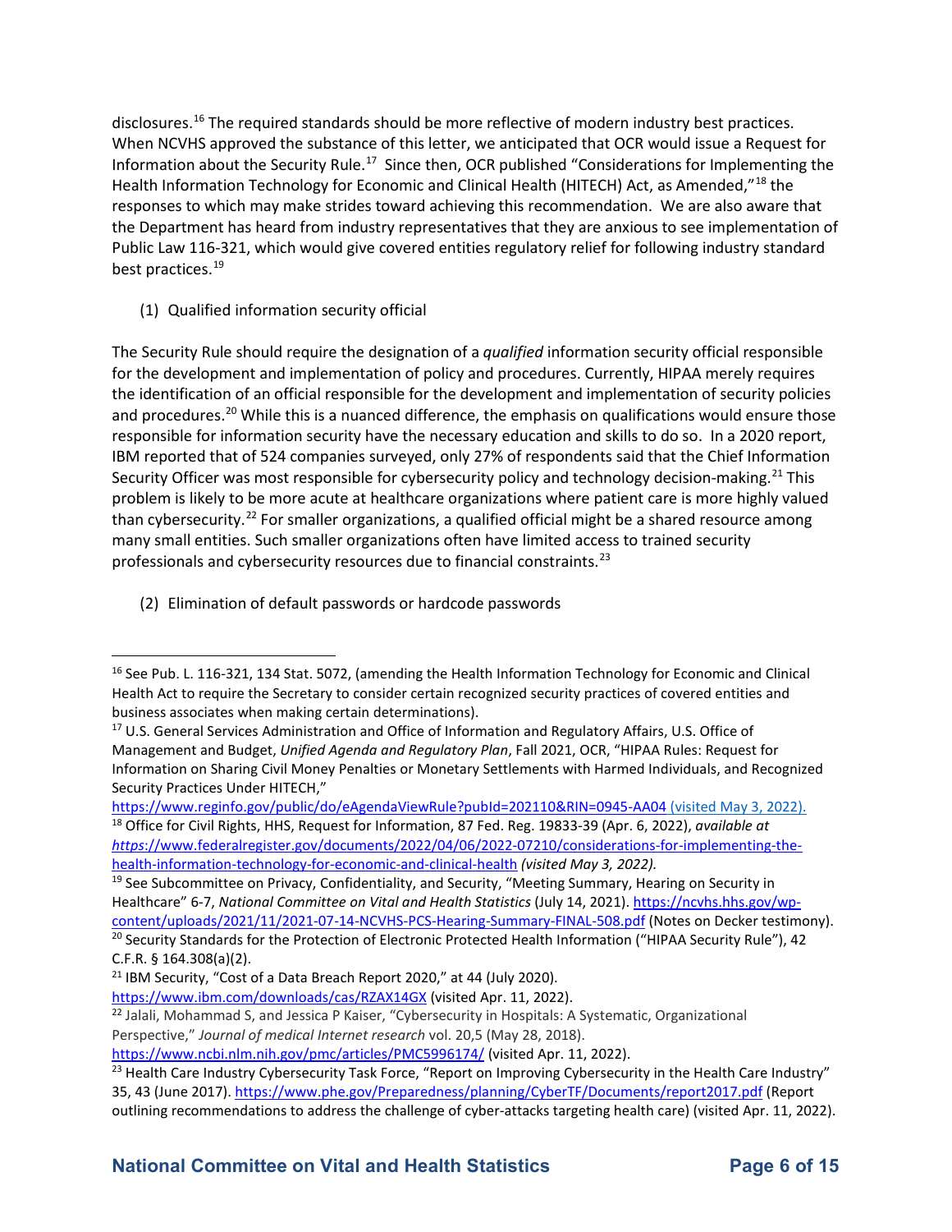disclosures.[16] The required standards should be more reflective of modern industry best practices. When NCVHS approved the substance of this letter, we anticipated that OCR would issue a Request for Information about the Security Rule.[17] Since then, OCR published "Considerations for Implementing the Health Information Technology for Economic and Clinical Health (HITECH) Act, as Amended,"[18] the responses to which may make strides toward achieving this recommendation. We are also aware that the Department has heard from industry representatives that they are anxious to see implementation of Public Law 116-321, which would give covered entities regulatory relief for following industry standard best practices.[19]

(1) Qualified information security official

The Security Rule should require the designation of a *qualified* information security official responsible for the development and implementation of policy and procedures. Currently, HIPAA merely requires the identification of an official responsible for the development and implementation of security policies and procedures.[20] While this is a nuanced difference, the emphasis on qualifications would ensure those responsible for information security have the necessary education and skills to do so. In a 2020 report, IBM reported that of 524 companies surveyed, only 27% of respondents said that the Chief Information Security Officer was most responsible for cybersecurity policy and technology decision-making.[21] This problem is likely to be more acute at healthcare organizations where patient care is more highly valued than cybersecurity.[22] For smaller organizations, a qualified official might be a shared resource among many small entities. Such smaller organizations often have limited access to trained security professionals and cybersecurity resources due to financial constraints.[23]

(2) Elimination of default passwords or hardcode passwords

---

[16] See Pub. L. 116-321, 134 Stat. 5072, (amending the Health Information Technology for Economic and Clinical Health Act to require the Secretary to consider certain recognized security practices of covered entities and business associates when making certain determinations).

[17] U.S. General Services Administration and Office of Information and Regulatory Affairs, U.S. Office of Management and Budget, *Unified Agenda and Regulatory Plan*, Fall 2021, OCR, "HIPAA Rules: Request for Information on Sharing Civil Money Penalties or Monetary Settlements with Harmed Individuals, and Recognized Security Practices Under HITECH," https://www.reginfo.gov/public/do/eAgendaViewRule?pubId=202110&RIN=0945-AA04 (visited May 3, 2022).

[18] Office for Civil Rights, HHS, Request for Information, 87 Fed. Reg. 19833-39 (Apr. 6, 2022), *available at https*://www.federalregister.gov/documents/2022/04/06/2022-07210/considerations-for-implementing-the-health-information-technology-for-economic-and-clinical-health *(visited May 3, 2022).*

[19] See Subcommittee on Privacy, Confidentiality, and Security, "Meeting Summary, Hearing on Security in Healthcare" 6-7, *National Committee on Vital and Health Statistics* (July 14, 2021). https://ncvhs.hhs.gov/wp-content/uploads/2021/11/2021-07-14-NCVHS-PCS-Hearing-Summary-FINAL-508.pdf (Notes on Decker testimony).

[20] Security Standards for the Protection of Electronic Protected Health Information ("HIPAA Security Rule"), 42 C.F.R. § 164.308(a)(2).

[21] IBM Security, "Cost of a Data Breach Report 2020," at 44 (July 2020). https://www.ibm.com/downloads/cas/RZAX14GX (visited Apr. 11, 2022).

[22] Jalali, Mohammad S, and Jessica P Kaiser, "Cybersecurity in Hospitals: A Systematic, Organizational Perspective," *Journal of medical Internet research* vol. 20,5 (May 28, 2018). https://www.ncbi.nlm.nih.gov/pmc/articles/PMC5996174/ (visited Apr. 11, 2022).

[23] Health Care Industry Cybersecurity Task Force, "Report on Improving Cybersecurity in the Health Care Industry" 35, 43 (June 2017). https://www.phe.gov/Preparedness/planning/CyberTF/Documents/report2017.pdf (Report outlining recommendations to address the challenge of cyber-attacks targeting health care) (visited Apr. 11, 2022).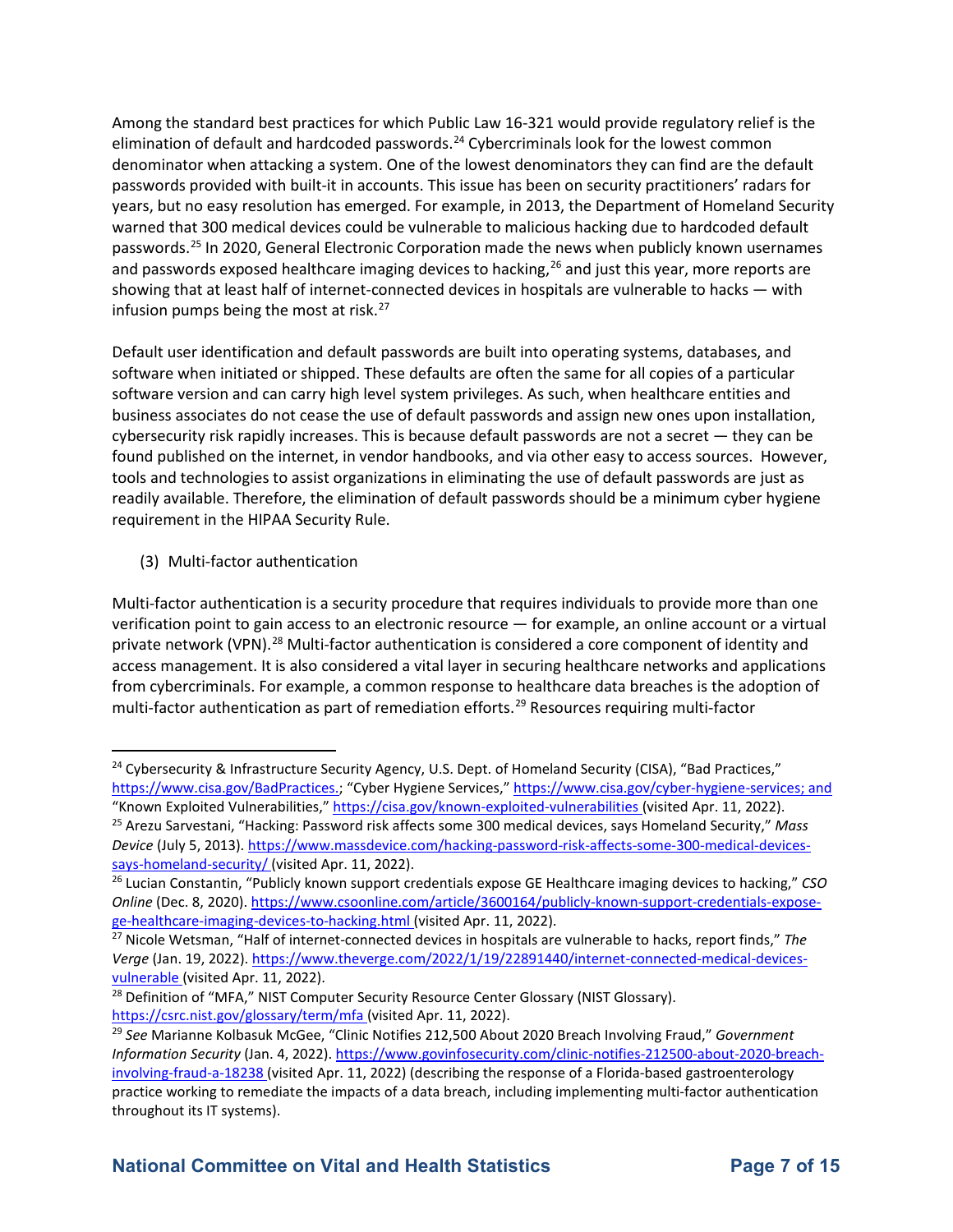Among the standard best practices for which Public Law 16-321 would provide regulatory relief is the elimination of default and hardcoded passwords.[24] Cybercriminals look for the lowest common denominator when attacking a system. One of the lowest denominators they can find are the default passwords provided with built-it in accounts. This issue has been on security practitioners' radars for years, but no easy resolution has emerged. For example, in 2013, the Department of Homeland Security warned that 300 medical devices could be vulnerable to malicious hacking due to hardcoded default passwords.[25] In 2020, General Electronic Corporation made the news when publicly known usernames and passwords exposed healthcare imaging devices to hacking,[26] and just this year, more reports are showing that at least half of internet-connected devices in hospitals are vulnerable to hacks — with infusion pumps being the most at risk.[27]

Default user identification and default passwords are built into operating systems, databases, and software when initiated or shipped. These defaults are often the same for all copies of a particular software version and can carry high level system privileges. As such, when healthcare entities and business associates do not cease the use of default passwords and assign new ones upon installation, cybersecurity risk rapidly increases. This is because default passwords are not a secret — they can be found published on the internet, in vendor handbooks, and via other easy to access sources. However, tools and technologies to assist organizations in eliminating the use of default passwords are just as readily available. Therefore, the elimination of default passwords should be a minimum cyber hygiene requirement in the HIPAA Security Rule.

(3) Multi-factor authentication

Multi-factor authentication is a security procedure that requires individuals to provide more than one verification point to gain access to an electronic resource — for example, an online account or a virtual private network (VPN).[28] Multi-factor authentication is considered a core component of identity and access management. It is also considered a vital layer in securing healthcare networks and applications from cybercriminals. For example, a common response to healthcare data breaches is the adoption of multi-factor authentication as part of remediation efforts.[29] Resources requiring multi-factor

---

[24] Cybersecurity & Infrastructure Security Agency, U.S. Dept. of Homeland Security (CISA), "Bad Practices," https://www.cisa.gov/BadPractices.; "Cyber Hygiene Services," https://www.cisa.gov/cyber-hygiene-services; and "Known Exploited Vulnerabilities," https://cisa.gov/known-exploited-vulnerabilities (visited Apr. 11, 2022).

[25] Arezu Sarvestani, "Hacking: Password risk affects some 300 medical devices, says Homeland Security," *Mass Device* (July 5, 2013). https://www.massdevice.com/hacking-password-risk-affects-some-300-medical-devices-says-homeland-security/ (visited Apr. 11, 2022).

[26] Lucian Constantin, "Publicly known support credentials expose GE Healthcare imaging devices to hacking," *CSO Online* (Dec. 8, 2020). https://www.csoonline.com/article/3600164/publicly-known-support-credentials-expose-ge-healthcare-imaging-devices-to-hacking.html (visited Apr. 11, 2022).

[27] Nicole Wetsman, "Half of internet-connected devices in hospitals are vulnerable to hacks, report finds," *The Verge* (Jan. 19, 2022). https://www.theverge.com/2022/1/19/22891440/internet-connected-medical-devices-vulnerable (visited Apr. 11, 2022).

[28] Definition of "MFA," NIST Computer Security Resource Center Glossary (NIST Glossary). https://csrc.nist.gov/glossary/term/mfa (visited Apr. 11, 2022).

[29] *See* Marianne Kolbasuk McGee, "Clinic Notifies 212,500 About 2020 Breach Involving Fraud," *Government Information Security* (Jan. 4, 2022). https://www.govinfosecurity.com/clinic-notifies-212500-about-2020-breach-involving-fraud-a-18238 (visited Apr. 11, 2022) (describing the response of a Florida-based gastroenterology practice working to remediate the impacts of a data breach, including implementing multi-factor authentication throughout its IT systems).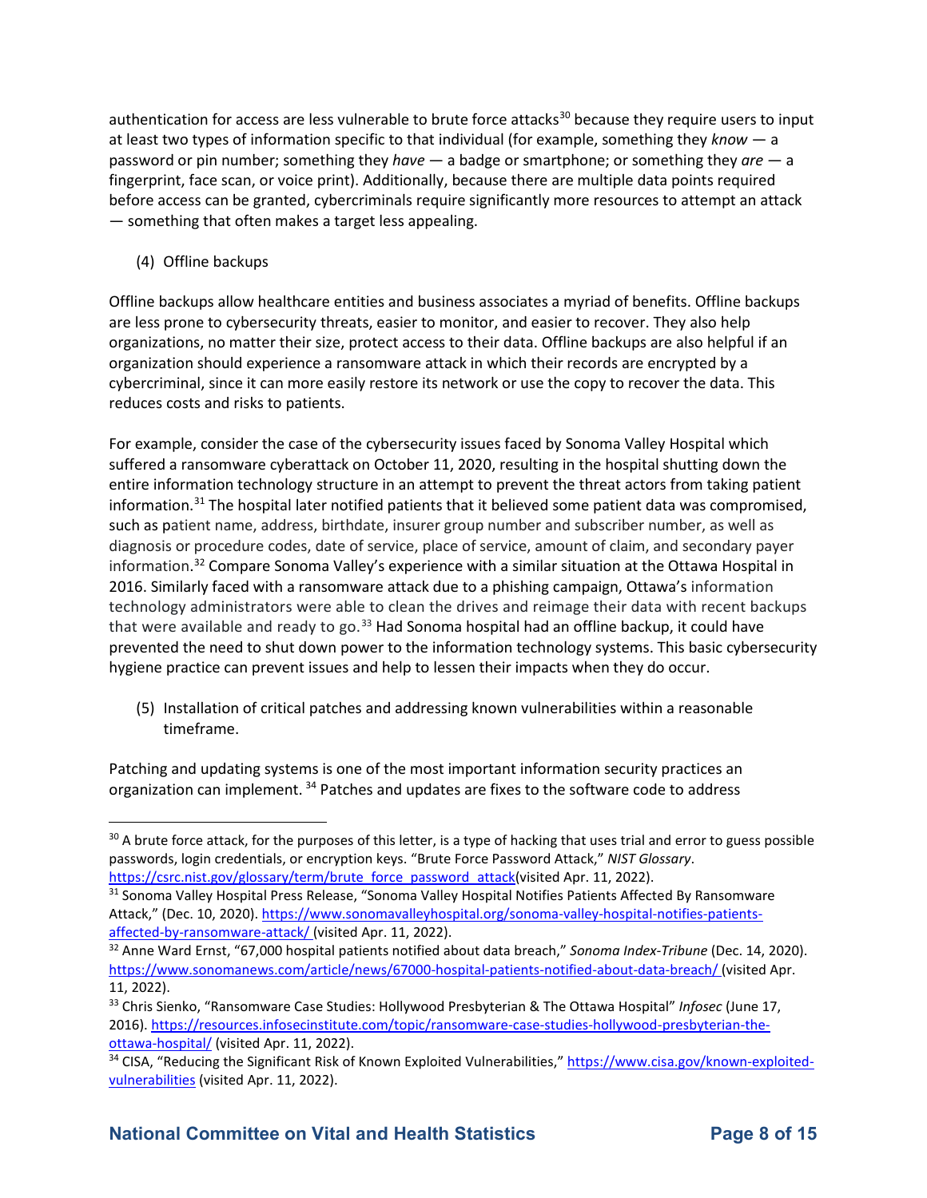authentication for access are less vulnerable to brute force attacks[30] because they require users to input at least two types of information specific to that individual (for example, something they *know* — a password or pin number; something they *have* — a badge or smartphone; or something they *are* — a fingerprint, face scan, or voice print). Additionally, because there are multiple data points required before access can be granted, cybercriminals require significantly more resources to attempt an attack — something that often makes a target less appealing.

(4) Offline backups

Offline backups allow healthcare entities and business associates a myriad of benefits. Offline backups are less prone to cybersecurity threats, easier to monitor, and easier to recover. They also help organizations, no matter their size, protect access to their data. Offline backups are also helpful if an organization should experience a ransomware attack in which their records are encrypted by a cybercriminal, since it can more easily restore its network or use the copy to recover the data. This reduces costs and risks to patients.

For example, consider the case of the cybersecurity issues faced by Sonoma Valley Hospital which suffered a ransomware cyberattack on October 11, 2020, resulting in the hospital shutting down the entire information technology structure in an attempt to prevent the threat actors from taking patient information.[31] The hospital later notified patients that it believed some patient data was compromised, such as patient name, address, birthdate, insurer group number and subscriber number, as well as diagnosis or procedure codes, date of service, place of service, amount of claim, and secondary payer information.[32] Compare Sonoma Valley's experience with a similar situation at the Ottawa Hospital in 2016. Similarly faced with a ransomware attack due to a phishing campaign, Ottawa's information technology administrators were able to clean the drives and reimage their data with recent backups that were available and ready to go.[33] Had Sonoma hospital had an offline backup, it could have prevented the need to shut down power to the information technology systems. This basic cybersecurity hygiene practice can prevent issues and help to lessen their impacts when they do occur.

(5) Installation of critical patches and addressing known vulnerabilities within a reasonable timeframe.

Patching and updating systems is one of the most important information security practices an organization can implement.[34] Patches and updates are fixes to the software code to address

---

[30] A brute force attack, for the purposes of this letter, is a type of hacking that uses trial and error to guess possible passwords, login credentials, or encryption keys. "Brute Force Password Attack," *NIST Glossary*. https://csrc.nist.gov/glossary/term/brute_force_password_attack(visited Apr. 11, 2022).

[31] Sonoma Valley Hospital Press Release, "Sonoma Valley Hospital Notifies Patients Affected By Ransomware Attack," (Dec. 10, 2020). https://www.sonomavalleyhospital.org/sonoma-valley-hospital-notifies-patients-affected-by-ransomware-attack/ (visited Apr. 11, 2022).

[32] Anne Ward Ernst, "67,000 hospital patients notified about data breach," *Sonoma Index-Tribune* (Dec. 14, 2020). https://www.sonomanews.com/article/news/67000-hospital-patients-notified-about-data-breach/ (visited Apr. 11, 2022).

[33] Chris Sienko, "Ransomware Case Studies: Hollywood Presbyterian & The Ottawa Hospital" *Infosec* (June 17, 2016). https://resources.infosecinstitute.com/topic/ransomware-case-studies-hollywood-presbyterian-the-ottawa-hospital/ (visited Apr. 11, 2022).

[34] CISA, "Reducing the Significant Risk of Known Exploited Vulnerabilities," https://www.cisa.gov/known-exploited-vulnerabilities (visited Apr. 11, 2022).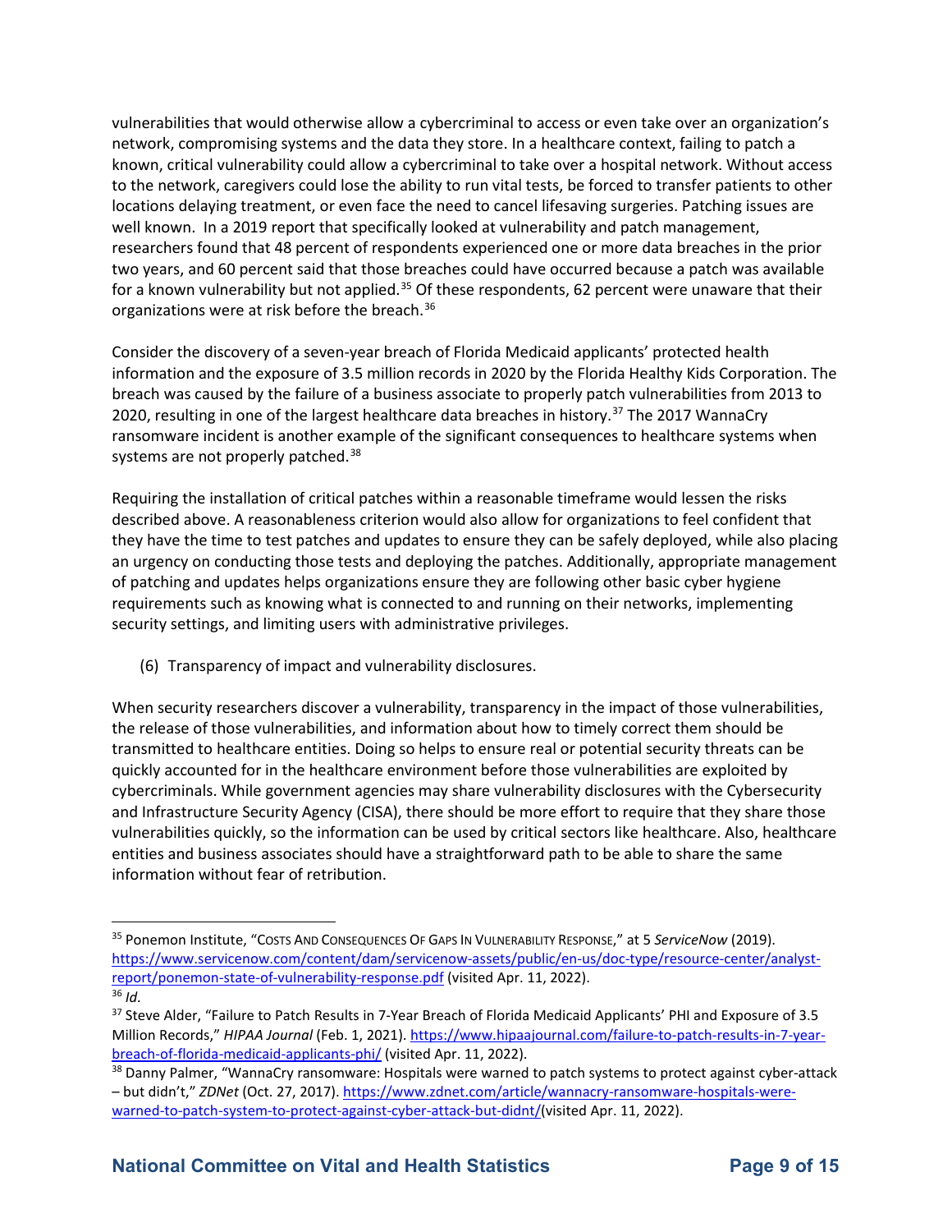vulnerabilities that would otherwise allow a cybercriminal to access or even take over an organization's network, compromising systems and the data they store. In a healthcare context, failing to patch a known, critical vulnerability could allow a cybercriminal to take over a hospital network. Without access to the network, caregivers could lose the ability to run vital tests, be forced to transfer patients to other locations delaying treatment, or even face the need to cancel lifesaving surgeries. Patching issues are well known. In a 2019 report that specifically looked at vulnerability and patch management, researchers found that 48 percent of respondents experienced one or more data breaches in the prior two years, and 60 percent said that those breaches could have occurred because a patch was available for a known vulnerability but not applied.[35] Of these respondents, 62 percent were unaware that their organizations were at risk before the breach.[36]

Consider the discovery of a seven-year breach of Florida Medicaid applicants' protected health information and the exposure of 3.5 million records in 2020 by the Florida Healthy Kids Corporation. The breach was caused by the failure of a business associate to properly patch vulnerabilities from 2013 to 2020, resulting in one of the largest healthcare data breaches in history.[37] The 2017 WannaCry ransomware incident is another example of the significant consequences to healthcare systems when systems are not properly patched.[38]

Requiring the installation of critical patches within a reasonable timeframe would lessen the risks described above. A reasonableness criterion would also allow for organizations to feel confident that they have the time to test patches and updates to ensure they can be safely deployed, while also placing an urgency on conducting those tests and deploying the patches. Additionally, appropriate management of patching and updates helps organizations ensure they are following other basic cyber hygiene requirements such as knowing what is connected to and running on their networks, implementing security settings, and limiting users with administrative privileges.

(6) Transparency of impact and vulnerability disclosures.

When security researchers discover a vulnerability, transparency in the impact of those vulnerabilities, the release of those vulnerabilities, and information about how to timely correct them should be transmitted to healthcare entities. Doing so helps to ensure real or potential security threats can be quickly accounted for in the healthcare environment before those vulnerabilities are exploited by cybercriminals. While government agencies may share vulnerability disclosures with the Cybersecurity and Infrastructure Security Agency (CISA), there should be more effort to require that they share those vulnerabilities quickly, so the information can be used by critical sectors like healthcare. Also, healthcare entities and business associates should have a straightforward path to be able to share the same information without fear of retribution.

---

[35] Ponemon Institute, "Costs And Consequences Of Gaps In Vulnerability Response," at 5 *ServiceNow* (2019). https://www.servicenow.com/content/dam/servicenow-assets/public/en-us/doc-type/resource-center/analyst-report/ponemon-state-of-vulnerability-response.pdf (visited Apr. 11, 2022).

[36] *Id.*

[37] Steve Alder, "Failure to Patch Results in 7-Year Breach of Florida Medicaid Applicants' PHI and Exposure of 3.5 Million Records," *HIPAA Journal* (Feb. 1, 2021). https://www.hipaajournal.com/failure-to-patch-results-in-7-year-breach-of-florida-medicaid-applicants-phi/ (visited Apr. 11, 2022).

[38] Danny Palmer, "WannaCry ransomware: Hospitals were warned to patch systems to protect against cyber-attack – but didn't," *ZDNet* (Oct. 27, 2017). https://www.zdnet.com/article/wannacry-ransomware-hospitals-were-warned-to-patch-system-to-protect-against-cyber-attack-but-didnt/(visited Apr. 11, 2022).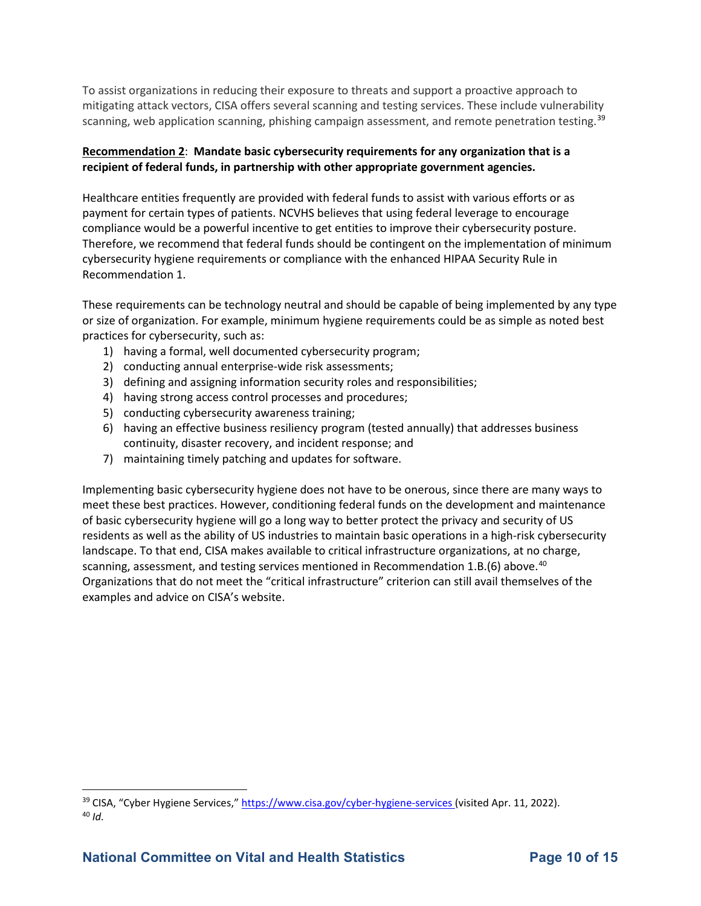To assist organizations in reducing their exposure to threats and support a proactive approach to mitigating attack vectors, CISA offers several scanning and testing services. These include vulnerability scanning, web application scanning, phishing campaign assessment, and remote penetration testing.[39]

**Recommendation 2**: **Mandate basic cybersecurity requirements for any organization that is a recipient of federal funds, in partnership with other appropriate government agencies.**

Healthcare entities frequently are provided with federal funds to assist with various efforts or as payment for certain types of patients. NCVHS believes that using federal leverage to encourage compliance would be a powerful incentive to get entities to improve their cybersecurity posture. Therefore, we recommend that federal funds should be contingent on the implementation of minimum cybersecurity hygiene requirements or compliance with the enhanced HIPAA Security Rule in Recommendation 1.

These requirements can be technology neutral and should be capable of being implemented by any type or size of organization. For example, minimum hygiene requirements could be as simple as noted best practices for cybersecurity, such as:

1) having a formal, well documented cybersecurity program;
2) conducting annual enterprise-wide risk assessments;
3) defining and assigning information security roles and responsibilities;
4) having strong access control processes and procedures;
5) conducting cybersecurity awareness training;
6) having an effective business resiliency program (tested annually) that addresses business continuity, disaster recovery, and incident response; and
7) maintaining timely patching and updates for software.

Implementing basic cybersecurity hygiene does not have to be onerous, since there are many ways to meet these best practices. However, conditioning federal funds on the development and maintenance of basic cybersecurity hygiene will go a long way to better protect the privacy and security of US residents as well as the ability of US industries to maintain basic operations in a high-risk cybersecurity landscape. To that end, CISA makes available to critical infrastructure organizations, at no charge, scanning, assessment, and testing services mentioned in Recommendation 1.B.(6) above.[40] Organizations that do not meet the "critical infrastructure" criterion can still avail themselves of the examples and advice on CISA's website.

---

[39] CISA, "Cyber Hygiene Services," https://www.cisa.gov/cyber-hygiene-services (visited Apr. 11, 2022).

[40] *Id.*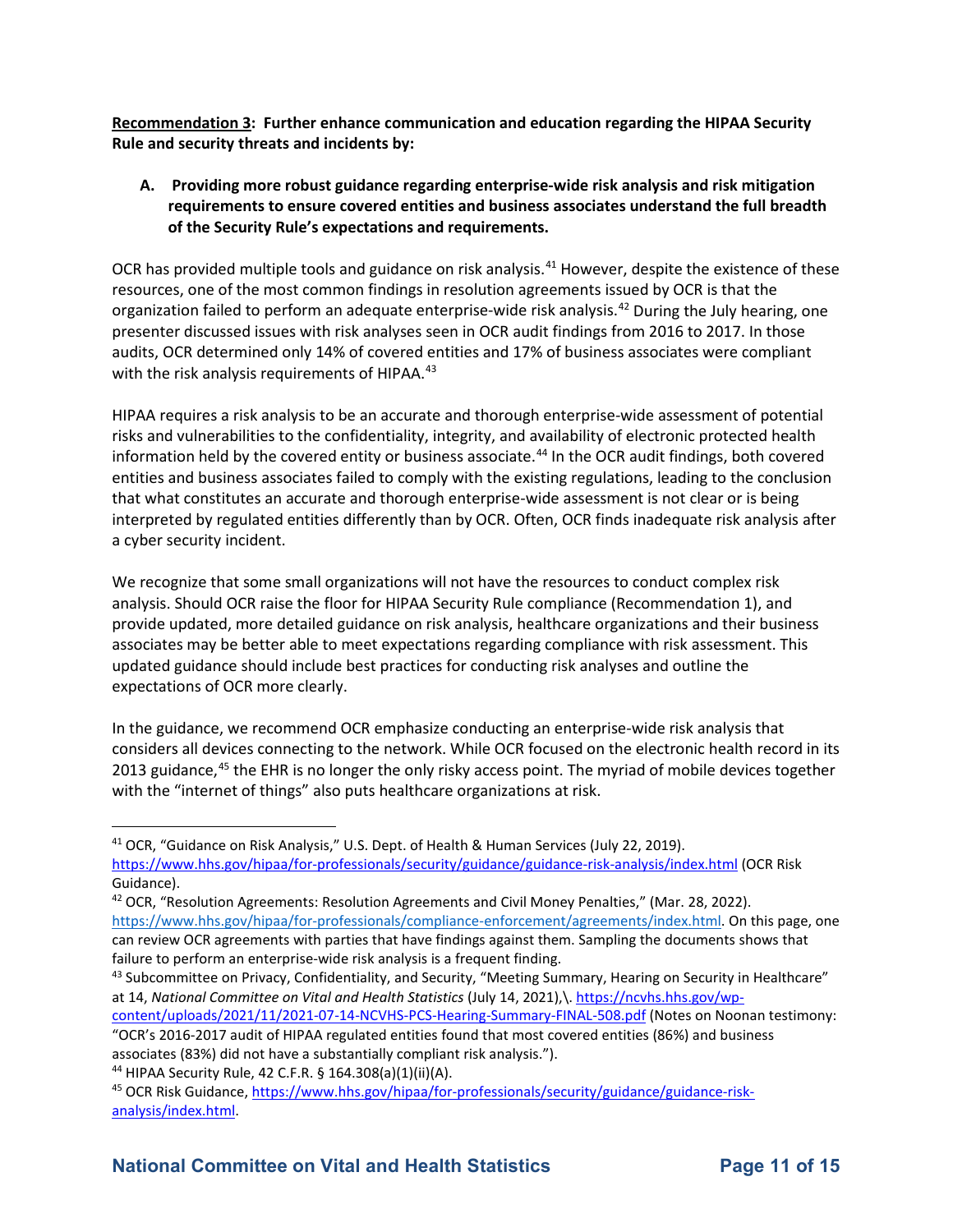**Recommendation 3: Further enhance communication and education regarding the HIPAA Security Rule and security threats and incidents by:**

**A. Providing more robust guidance regarding enterprise-wide risk analysis and risk mitigation requirements to ensure covered entities and business associates understand the full breadth of the Security Rule's expectations and requirements.**

OCR has provided multiple tools and guidance on risk analysis.[41] However, despite the existence of these resources, one of the most common findings in resolution agreements issued by OCR is that the organization failed to perform an adequate enterprise-wide risk analysis.[42] During the July hearing, one presenter discussed issues with risk analyses seen in OCR audit findings from 2016 to 2017. In those audits, OCR determined only 14% of covered entities and 17% of business associates were compliant with the risk analysis requirements of HIPAA.[43]

HIPAA requires a risk analysis to be an accurate and thorough enterprise-wide assessment of potential risks and vulnerabilities to the confidentiality, integrity, and availability of electronic protected health information held by the covered entity or business associate.[44] In the OCR audit findings, both covered entities and business associates failed to comply with the existing regulations, leading to the conclusion that what constitutes an accurate and thorough enterprise-wide assessment is not clear or is being interpreted by regulated entities differently than by OCR. Often, OCR finds inadequate risk analysis after a cyber security incident.

We recognize that some small organizations will not have the resources to conduct complex risk analysis. Should OCR raise the floor for HIPAA Security Rule compliance (Recommendation 1), and provide updated, more detailed guidance on risk analysis, healthcare organizations and their business associates may be better able to meet expectations regarding compliance with risk assessment. This updated guidance should include best practices for conducting risk analyses and outline the expectations of OCR more clearly.

In the guidance, we recommend OCR emphasize conducting an enterprise-wide risk analysis that considers all devices connecting to the network. While OCR focused on the electronic health record in its 2013 guidance,[45] the EHR is no longer the only risky access point. The myriad of mobile devices together with the "internet of things" also puts healthcare organizations at risk.

---

[41] OCR, "Guidance on Risk Analysis," U.S. Dept. of Health & Human Services (July 22, 2019). https://www.hhs.gov/hipaa/for-professionals/security/guidance/guidance-risk-analysis/index.html (OCR Risk Guidance).

[42] OCR, "Resolution Agreements: Resolution Agreements and Civil Money Penalties," (Mar. 28, 2022). https://www.hhs.gov/hipaa/for-professionals/compliance-enforcement/agreements/index.html. On this page, one can review OCR agreements with parties that have findings against them. Sampling the documents shows that failure to perform an enterprise-wide risk analysis is a frequent finding.

[43] Subcommittee on Privacy, Confidentiality, and Security, "Meeting Summary, Hearing on Security in Healthcare" at 14, *National Committee on Vital and Health Statistics* (July 14, 2021),\. https://ncvhs.hhs.gov/wp-content/uploads/2021/11/2021-07-14-NCVHS-PCS-Hearing-Summary-FINAL-508.pdf (Notes on Noonan testimony: "OCR's 2016-2017 audit of HIPAA regulated entities found that most covered entities (86%) and business associates (83%) did not have a substantially compliant risk analysis.").

[44] HIPAA Security Rule, 42 C.F.R. § 164.308(a)(1)(ii)(A).

[45] OCR Risk Guidance, https://www.hhs.gov/hipaa/for-professionals/security/guidance/guidance-risk-analysis/index.html.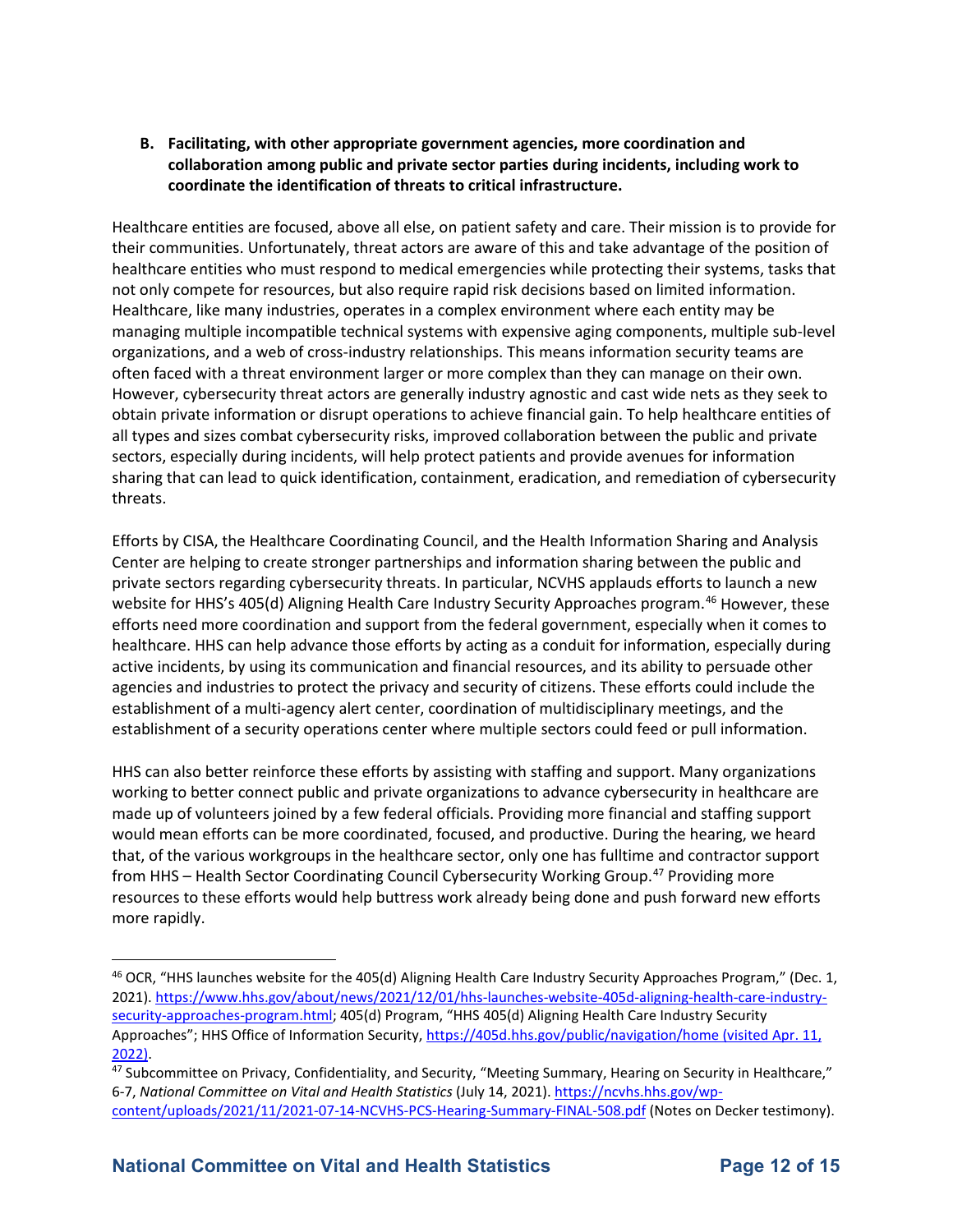**B. Facilitating, with other appropriate government agencies, more coordination and collaboration among public and private sector parties during incidents, including work to coordinate the identification of threats to critical infrastructure.**

Healthcare entities are focused, above all else, on patient safety and care. Their mission is to provide for their communities. Unfortunately, threat actors are aware of this and take advantage of the position of healthcare entities who must respond to medical emergencies while protecting their systems, tasks that not only compete for resources, but also require rapid risk decisions based on limited information. Healthcare, like many industries, operates in a complex environment where each entity may be managing multiple incompatible technical systems with expensive aging components, multiple sub-level organizations, and a web of cross-industry relationships. This means information security teams are often faced with a threat environment larger or more complex than they can manage on their own. However, cybersecurity threat actors are generally industry agnostic and cast wide nets as they seek to obtain private information or disrupt operations to achieve financial gain. To help healthcare entities of all types and sizes combat cybersecurity risks, improved collaboration between the public and private sectors, especially during incidents, will help protect patients and provide avenues for information sharing that can lead to quick identification, containment, eradication, and remediation of cybersecurity threats.

Efforts by CISA, the Healthcare Coordinating Council, and the Health Information Sharing and Analysis Center are helping to create stronger partnerships and information sharing between the public and private sectors regarding cybersecurity threats. In particular, NCVHS applauds efforts to launch a new website for HHS's 405(d) Aligning Health Care Industry Security Approaches program.[46] However, these efforts need more coordination and support from the federal government, especially when it comes to healthcare. HHS can help advance those efforts by acting as a conduit for information, especially during active incidents, by using its communication and financial resources, and its ability to persuade other agencies and industries to protect the privacy and security of citizens. These efforts could include the establishment of a multi-agency alert center, coordination of multidisciplinary meetings, and the establishment of a security operations center where multiple sectors could feed or pull information.

HHS can also better reinforce these efforts by assisting with staffing and support. Many organizations working to better connect public and private organizations to advance cybersecurity in healthcare are made up of volunteers joined by a few federal officials. Providing more financial and staffing support would mean efforts can be more coordinated, focused, and productive. During the hearing, we heard that, of the various workgroups in the healthcare sector, only one has fulltime and contractor support from HHS – Health Sector Coordinating Council Cybersecurity Working Group.[47] Providing more resources to these efforts would help buttress work already being done and push forward new efforts more rapidly.

---

[46] OCR, "HHS launches website for the 405(d) Aligning Health Care Industry Security Approaches Program," (Dec. 1, 2021). https://www.hhs.gov/about/news/2021/12/01/hhs-launches-website-405d-aligning-health-care-industry-security-approaches-program.html; 405(d) Program, "HHS 405(d) Aligning Health Care Industry Security Approaches"; HHS Office of Information Security, https://405d.hhs.gov/public/navigation/home (visited Apr. 11, 2022).

[47] Subcommittee on Privacy, Confidentiality, and Security, "Meeting Summary, Hearing on Security in Healthcare," 6-7, *National Committee on Vital and Health Statistics* (July 14, 2021). https://ncvhs.hhs.gov/wp-content/uploads/2021/11/2021-07-14-NCVHS-PCS-Hearing-Summary-FINAL-508.pdf (Notes on Decker testimony).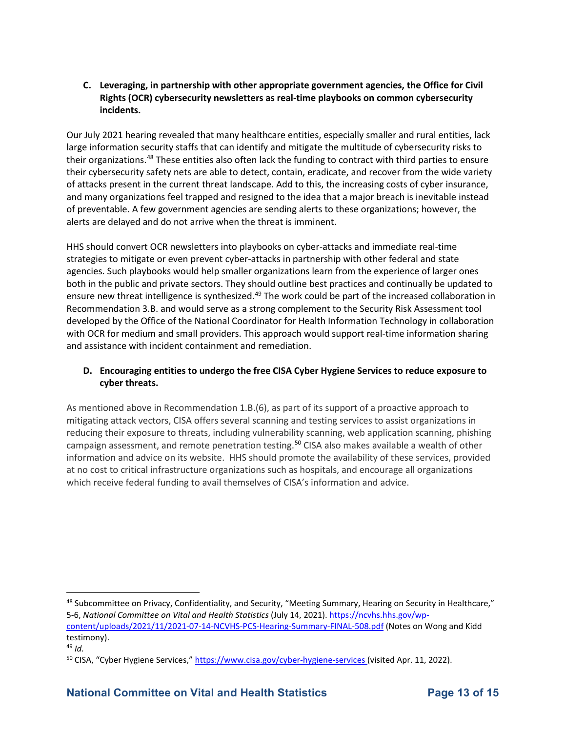**C. Leveraging, in partnership with other appropriate government agencies, the Office for Civil Rights (OCR) cybersecurity newsletters as real-time playbooks on common cybersecurity incidents.**

Our July 2021 hearing revealed that many healthcare entities, especially smaller and rural entities, lack large information security staffs that can identify and mitigate the multitude of cybersecurity risks to their organizations.[48] These entities also often lack the funding to contract with third parties to ensure their cybersecurity safety nets are able to detect, contain, eradicate, and recover from the wide variety of attacks present in the current threat landscape. Add to this, the increasing costs of cyber insurance, and many organizations feel trapped and resigned to the idea that a major breach is inevitable instead of preventable. A few government agencies are sending alerts to these organizations; however, the alerts are delayed and do not arrive when the threat is imminent.

HHS should convert OCR newsletters into playbooks on cyber-attacks and immediate real-time strategies to mitigate or even prevent cyber-attacks in partnership with other federal and state agencies. Such playbooks would help smaller organizations learn from the experience of larger ones both in the public and private sectors. They should outline best practices and continually be updated to ensure new threat intelligence is synthesized.[49] The work could be part of the increased collaboration in Recommendation 3.B. and would serve as a strong complement to the Security Risk Assessment tool developed by the Office of the National Coordinator for Health Information Technology in collaboration with OCR for medium and small providers. This approach would support real-time information sharing and assistance with incident containment and remediation.

**D. Encouraging entities to undergo the free CISA Cyber Hygiene Services to reduce exposure to cyber threats.**

As mentioned above in Recommendation 1.B.(6), as part of its support of a proactive approach to mitigating attack vectors, CISA offers several scanning and testing services to assist organizations in reducing their exposure to threats, including vulnerability scanning, web application scanning, phishing campaign assessment, and remote penetration testing.[50] CISA also makes available a wealth of other information and advice on its website. HHS should promote the availability of these services, provided at no cost to critical infrastructure organizations such as hospitals, and encourage all organizations which receive federal funding to avail themselves of CISA's information and advice.

---

[48] Subcommittee on Privacy, Confidentiality, and Security, "Meeting Summary, Hearing on Security in Healthcare," 5-6, *National Committee on Vital and Health Statistics* (July 14, 2021). https://ncvhs.hhs.gov/wp-content/uploads/2021/11/2021-07-14-NCVHS-PCS-Hearing-Summary-FINAL-508.pdf (Notes on Wong and Kidd testimony).

[49] *Id.*

[50] CISA, "Cyber Hygiene Services," https://www.cisa.gov/cyber-hygiene-services (visited Apr. 11, 2022).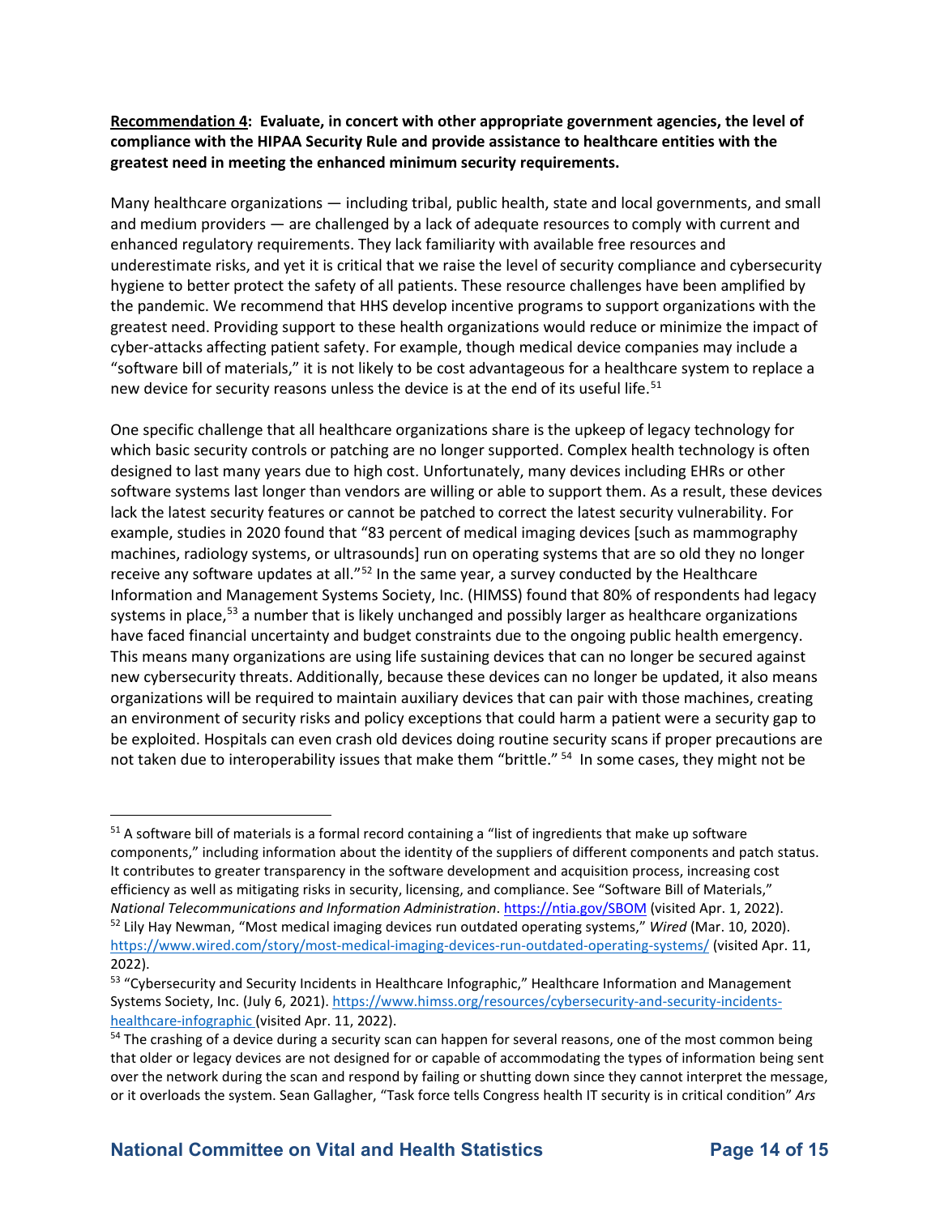**<u>Recommendation 4</u>: Evaluate, in concert with other appropriate government agencies, the level of compliance with the HIPAA Security Rule and provide assistance to healthcare entities with the greatest need in meeting the enhanced minimum security requirements.**

Many healthcare organizations — including tribal, public health, state and local governments, and small and medium providers — are challenged by a lack of adequate resources to comply with current and enhanced regulatory requirements. They lack familiarity with available free resources and underestimate risks, and yet it is critical that we raise the level of security compliance and cybersecurity hygiene to better protect the safety of all patients. These resource challenges have been amplified by the pandemic. We recommend that HHS develop incentive programs to support organizations with the greatest need. Providing support to these health organizations would reduce or minimize the impact of cyber-attacks affecting patient safety. For example, though medical device companies may include a "software bill of materials," it is not likely to be cost advantageous for a healthcare system to replace a new device for security reasons unless the device is at the end of its useful life.[51]

One specific challenge that all healthcare organizations share is the upkeep of legacy technology for which basic security controls or patching are no longer supported. Complex health technology is often designed to last many years due to high cost. Unfortunately, many devices including EHRs or other software systems last longer than vendors are willing or able to support them. As a result, these devices lack the latest security features or cannot be patched to correct the latest security vulnerability. For example, studies in 2020 found that "83 percent of medical imaging devices [such as mammography machines, radiology systems, or ultrasounds] run on operating systems that are so old they no longer receive any software updates at all."[52] In the same year, a survey conducted by the Healthcare Information and Management Systems Society, Inc. (HIMSS) found that 80% of respondents had legacy systems in place,[53] a number that is likely unchanged and possibly larger as healthcare organizations have faced financial uncertainty and budget constraints due to the ongoing public health emergency. This means many organizations are using life sustaining devices that can no longer be secured against new cybersecurity threats. Additionally, because these devices can no longer be updated, it also means organizations will be required to maintain auxiliary devices that can pair with those machines, creating an environment of security risks and policy exceptions that could harm a patient were a security gap to be exploited. Hospitals can even crash old devices doing routine security scans if proper precautions are not taken due to interoperability issues that make them "brittle." [54] In some cases, they might not be

---

[51] A software bill of materials is a formal record containing a "list of ingredients that make up software components," including information about the identity of the suppliers of different components and patch status. It contributes to greater transparency in the software development and acquisition process, increasing cost efficiency as well as mitigating risks in security, licensing, and compliance. See "Software Bill of Materials," *National Telecommunications and Information Administration*. https://ntia.gov/SBOM (visited Apr. 1, 2022).

[52] Lily Hay Newman, "Most medical imaging devices run outdated operating systems," *Wired* (Mar. 10, 2020). https://www.wired.com/story/most-medical-imaging-devices-run-outdated-operating-systems/ (visited Apr. 11, 2022).

[53] "Cybersecurity and Security Incidents in Healthcare Infographic," Healthcare Information and Management Systems Society, Inc. (July 6, 2021). https://www.himss.org/resources/cybersecurity-and-security-incidents-healthcare-infographic (visited Apr. 11, 2022).

[54] The crashing of a device during a security scan can happen for several reasons, one of the most common being that older or legacy devices are not designed for or capable of accommodating the types of information being sent over the network during the scan and respond by failing or shutting down since they cannot interpret the message, or it overloads the system. Sean Gallagher, "Task force tells Congress health IT security is in critical condition" *Ars*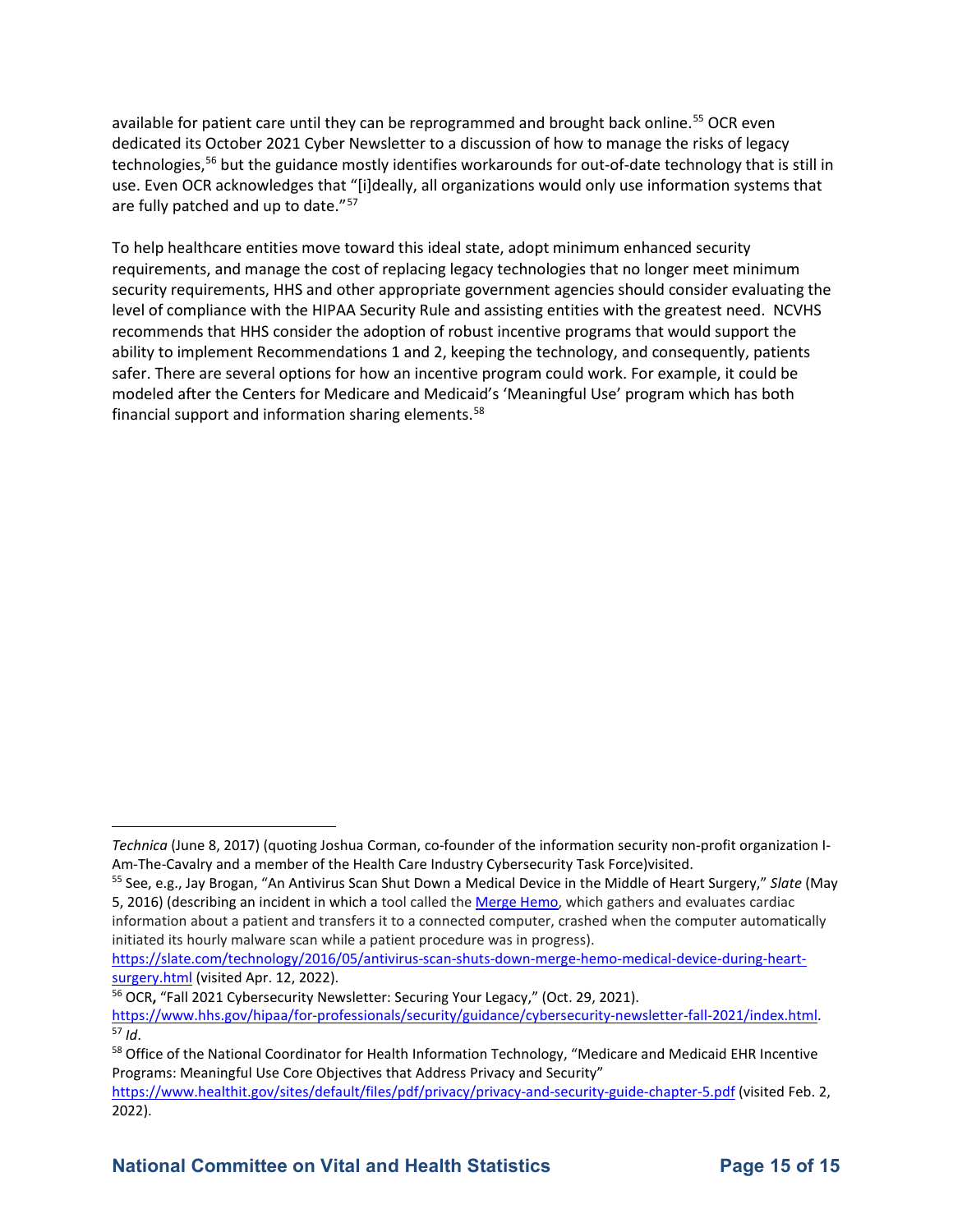available for patient care until they can be reprogrammed and brought back online.[55] OCR even dedicated its October 2021 Cyber Newsletter to a discussion of how to manage the risks of legacy technologies,[56] but the guidance mostly identifies workarounds for out-of-date technology that is still in use. Even OCR acknowledges that "[i]deally, all organizations would only use information systems that are fully patched and up to date."[57]

To help healthcare entities move toward this ideal state, adopt minimum enhanced security requirements, and manage the cost of replacing legacy technologies that no longer meet minimum security requirements, HHS and other appropriate government agencies should consider evaluating the level of compliance with the HIPAA Security Rule and assisting entities with the greatest need. NCVHS recommends that HHS consider the adoption of robust incentive programs that would support the ability to implement Recommendations 1 and 2, keeping the technology, and consequently, patients safer. There are several options for how an incentive program could work. For example, it could be modeled after the Centers for Medicare and Medicaid's 'Meaningful Use' program which has both financial support and information sharing elements.[58]

---

*Technica* (June 8, 2017) (quoting Joshua Corman, co-founder of the information security non-profit organization I-Am-The-Cavalry and a member of the Health Care Industry Cybersecurity Task Force)visited.

[55] See, e.g., Jay Brogan, "An Antivirus Scan Shut Down a Medical Device in the Middle of Heart Surgery," *Slate* (May 5, 2016) (describing an incident in which a tool called the Merge Hemo, which gathers and evaluates cardiac information about a patient and transfers it to a connected computer, crashed when the computer automatically initiated its hourly malware scan while a patient procedure was in progress). https://slate.com/technology/2016/05/antivirus-scan-shuts-down-merge-hemo-medical-device-during-heart-surgery.html (visited Apr. 12, 2022).

[56] OCR**,** "Fall 2021 Cybersecurity Newsletter: Securing Your Legacy," (Oct. 29, 2021). https://www.hhs.gov/hipaa/for-professionals/security/guidance/cybersecurity-newsletter-fall-2021/index.html.

[57] *Id*.

[58] Office of the National Coordinator for Health Information Technology, "Medicare and Medicaid EHR Incentive Programs: Meaningful Use Core Objectives that Address Privacy and Security" https://www.healthit.gov/sites/default/files/pdf/privacy/privacy-and-security-guide-chapter-5.pdf (visited Feb. 2, 2022).